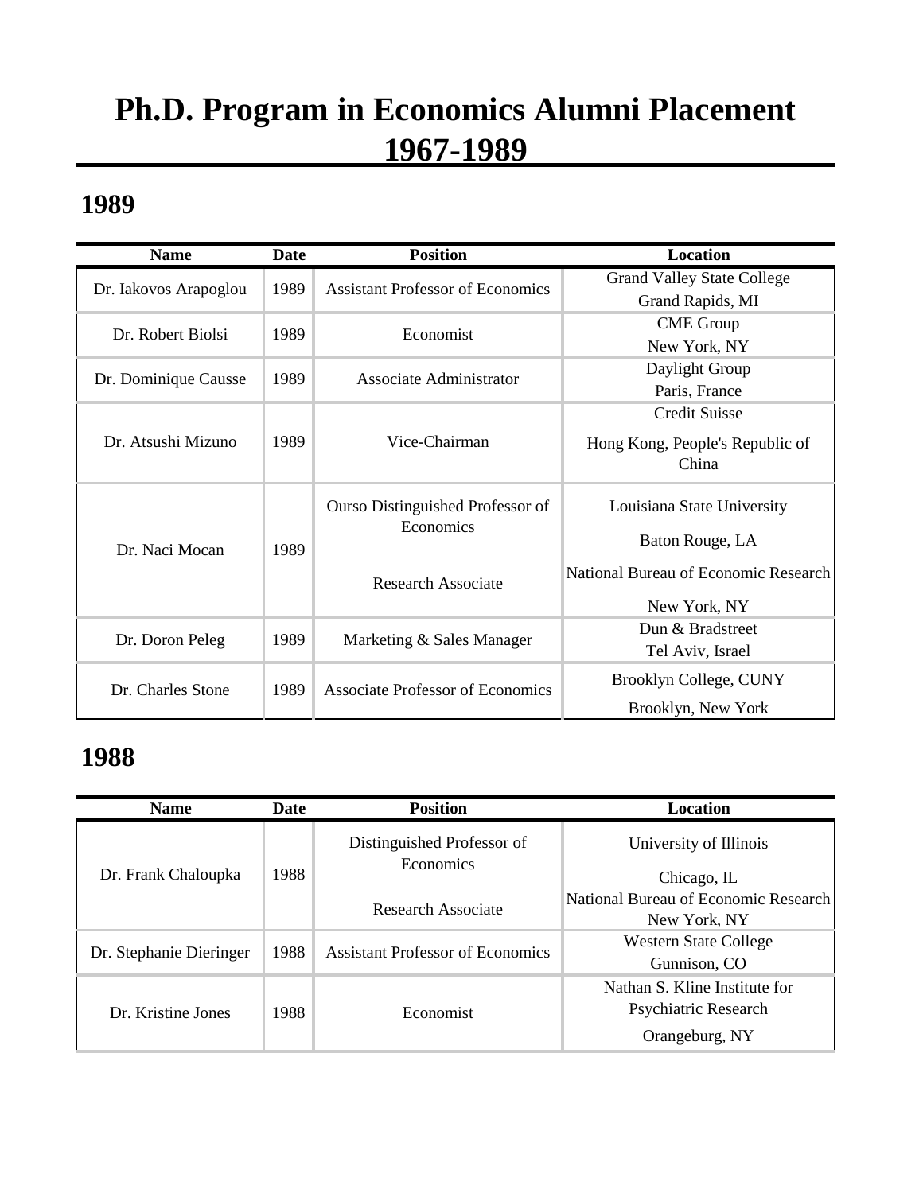# Ph.D. Program in Economics Alumni Placement 1967-1989

## 1989

| Name | Date | Position | Location |
|---|---|---|---|
| Dr. Iakovos Arapoglou | 1989 | Assistant Professor of Economics | Grand Valley State College<br>Grand Rapids, MI |
| Dr. Robert Biolsi | 1989 | Economist | CME Group<br>New York, NY |
| Dr. Dominique Causse | 1989 | Associate Administrator | Daylight Group<br>Paris, France |
| Dr. Atsushi Mizuno | 1989 | Vice-Chairman | Credit Suisse<br>Hong Kong, People's Republic of China |
| Dr. Naci Mocan | 1989 | Ourso Distinguished Professor of Economics<br><br>Research Associate | Louisiana State University<br>Baton Rouge, LA<br>National Bureau of Economic Research<br>New York, NY |
| Dr. Doron Peleg | 1989 | Marketing & Sales Manager | Dun & Bradstreet<br>Tel Aviv, Israel |
| Dr. Charles Stone | 1989 | Associate Professor of Economics | Brooklyn College, CUNY<br>Brooklyn, New York |

## 1988

| Name | Date | Position | Location |
|---|---|---|---|
| Dr. Frank Chaloupka | 1988 | Distinguished Professor of Economics<br><br>Research Associate | University of Illinois<br>Chicago, IL<br>National Bureau of Economic Research<br>New York, NY |
| Dr. Stephanie Dieringer | 1988 | Assistant Professor of Economics | Western State College<br>Gunnison, CO |
| Dr. Kristine Jones | 1988 | Economist | Nathan S. Kline Institute for Psychiatric Research<br>Orangeburg, NY |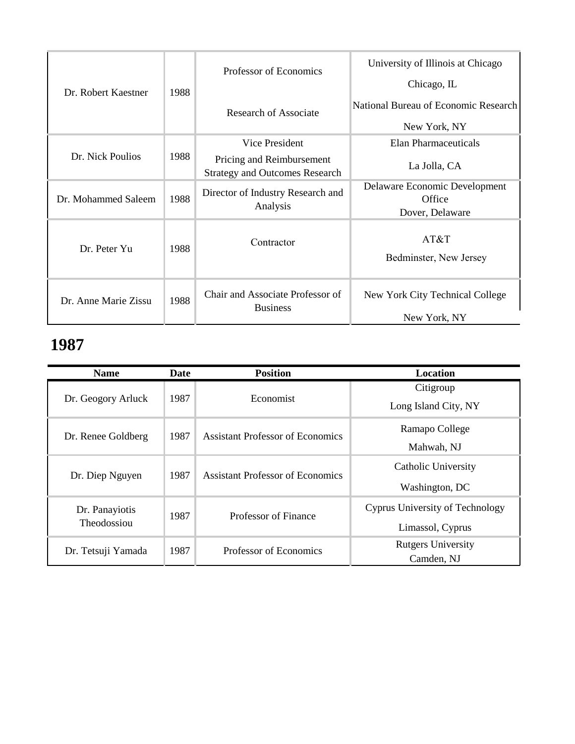| Dr. Robert Kaestner | 1988 | Professor of Economics<br><br>Research of Associate | University of Illinois at Chicago<br>Chicago, IL<br>National Bureau of Economic Research<br>New York, NY |
|---|---|---|---|
| Dr. Nick Poulios | 1988 | Vice President<br>Pricing and Reimbursement Strategy and Outcomes Research | Elan Pharmaceuticals<br>La Jolla, CA |
| Dr. Mohammed Saleem | 1988 | Director of Industry Research and Analysis | Delaware Economic Development Office<br>Dover, Delaware |
| Dr. Peter Yu | 1988 | Contractor | AT&T<br>Bedminster, New Jersey |
| Dr. Anne Marie Zissu | 1988 | Chair and Associate Professor of Business | New York City Technical College<br>New York, NY |

# 1987

| Name | Date | Position | Location |
|---|---|---|---|
| Dr. Geogory Arluck | 1987 | Economist | Citigroup<br>Long Island City, NY |
| Dr. Renee Goldberg | 1987 | Assistant Professor of Economics | Ramapo College<br>Mahwah, NJ |
| Dr. Diep Nguyen | 1987 | Assistant Professor of Economics | Catholic University<br>Washington, DC |
| Dr. Panayiotis Theodossiou | 1987 | Professor of Finance | Cyprus University of Technology<br>Limassol, Cyprus |
| Dr. Tetsuji Yamada | 1987 | Professor of Economics | Rutgers University<br>Camden, NJ |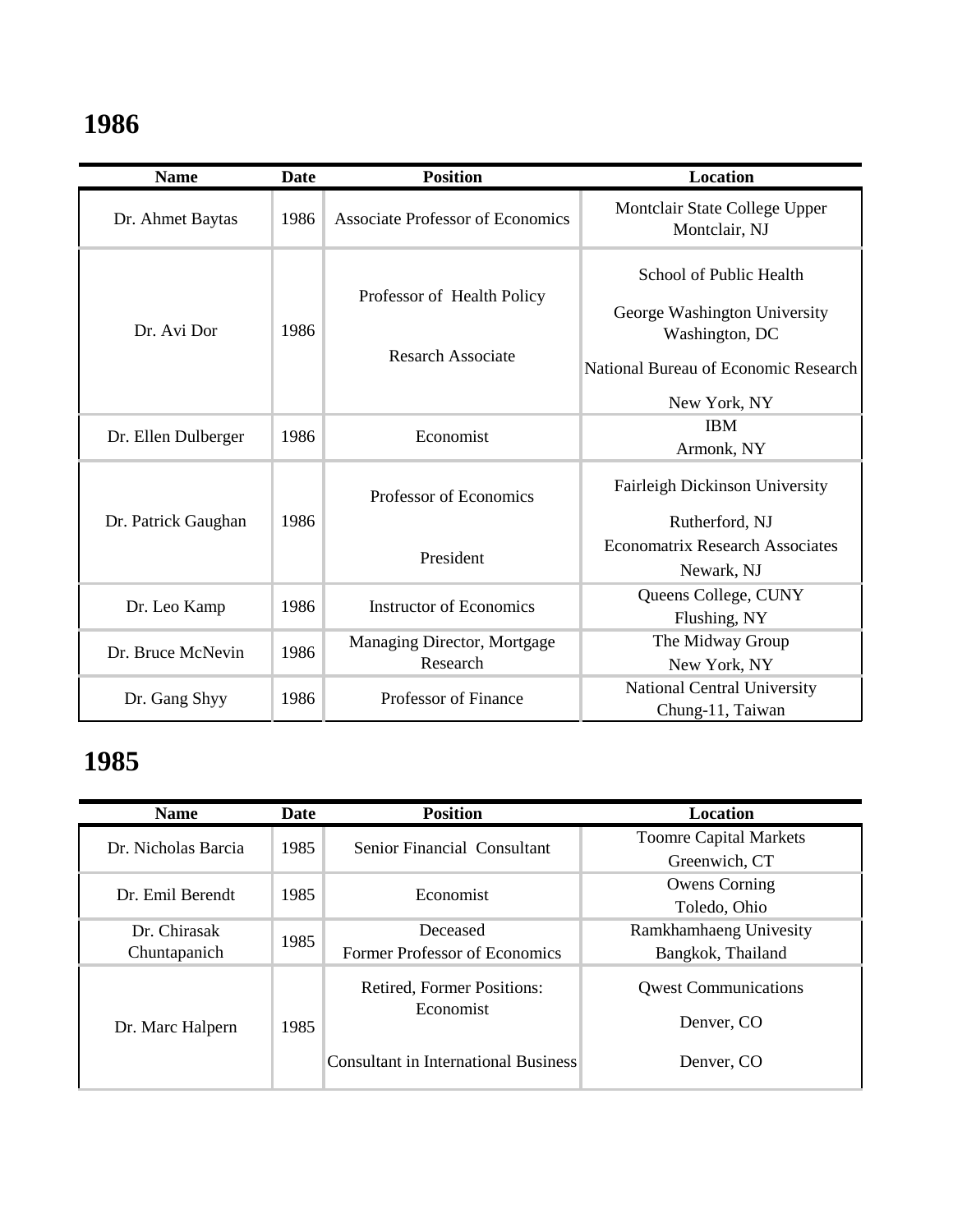# 1986

| Name | Date | Position | Location |
|---|---|---|---|
| Dr. Ahmet Baytas | 1986 | Associate Professor of Economics | Montclair State College Upper Montclair, NJ |
| Dr. Avi Dor | 1986 | Professor of Health Policy<br><br>Resarch Associate | School of Public Health<br><br>George Washington University Washington, DC<br><br>National Bureau of Economic Research<br><br>New York, NY |
| Dr. Ellen Dulberger | 1986 | Economist | IBM<br>Armonk, NY |
| Dr. Patrick Gaughan | 1986 | Professor of Economics<br><br>President | Fairleigh Dickinson University<br><br>Rutherford, NJ<br>Economatrix Research Associates<br>Newark, NJ |
| Dr. Leo Kamp | 1986 | Instructor of Economics | Queens College, CUNY<br>Flushing, NY |
| Dr. Bruce McNevin | 1986 | Managing Director, Mortgage Research | The Midway Group<br>New York, NY |
| Dr. Gang Shyy | 1986 | Professor of Finance | National Central University<br>Chung-11, Taiwan |

# 1985

| Name | Date | Position | Location |
|---|---|---|---|
| Dr. Nicholas Barcia | 1985 | Senior Financial Consultant | Toomre Capital Markets<br>Greenwich, CT |
| Dr. Emil Berendt | 1985 | Economist | Owens Corning<br>Toledo, Ohio |
| Dr. Chirasak Chuntapanich | 1985 | Deceased<br>Former Professor of Economics | Ramkhamhaeng Univesity<br>Bangkok, Thailand |
| Dr. Marc Halpern | 1985 | Retired, Former Positions:<br>Economist<br><br>Consultant in International Business | Qwest Communications<br><br>Denver, CO<br><br>Denver, CO |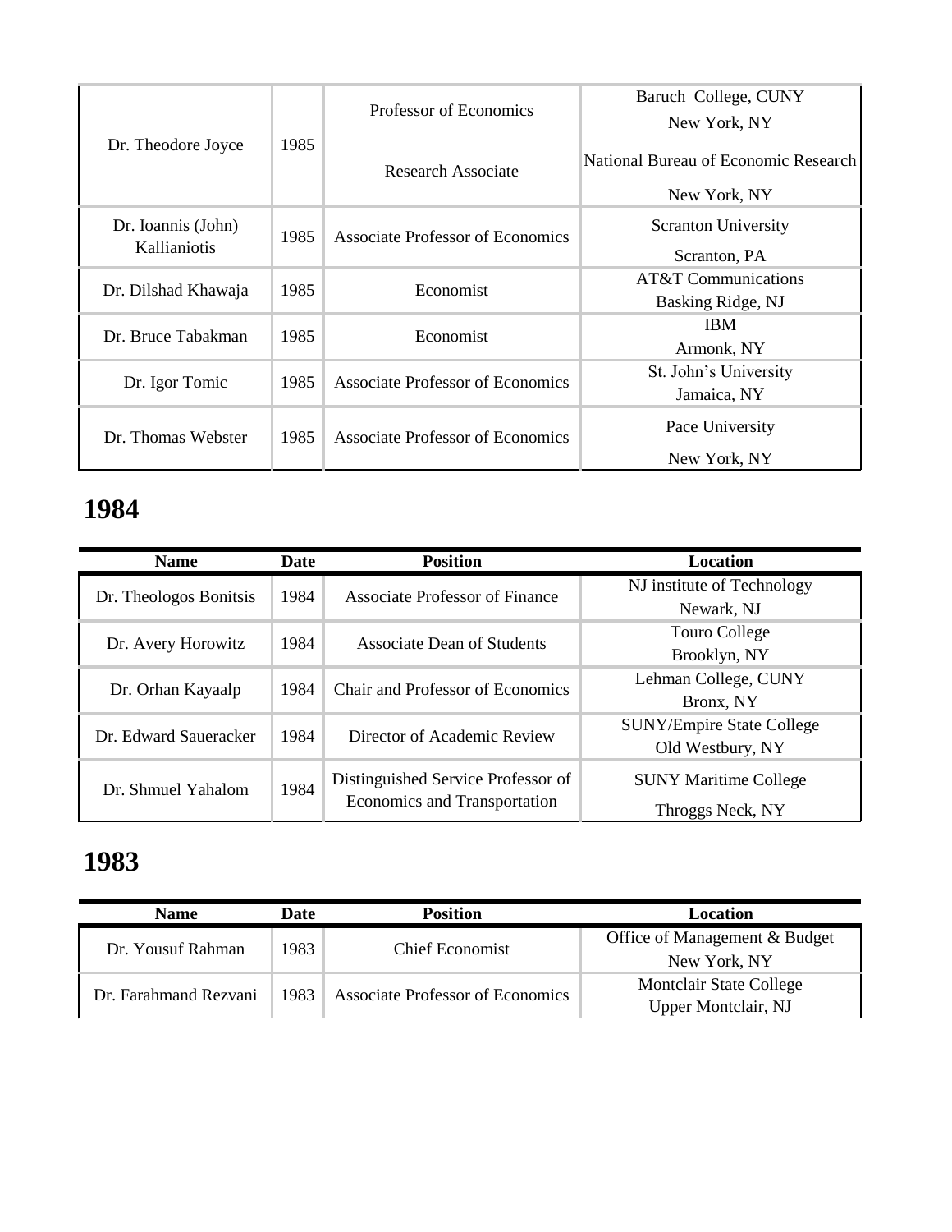| | | | |
|---|---|---|---|
| Dr. Theodore Joyce | 1985 | Professor of Economics<br><br>Research Associate | Baruch College, CUNY<br>New York, NY<br>National Bureau of Economic Research<br>New York, NY |
| Dr. Ioannis (John) Kallianiotis | 1985 | Associate Professor of Economics | Scranton University<br>Scranton, PA |
| Dr. Dilshad Khawaja | 1985 | Economist | AT&T Communications<br>Basking Ridge, NJ |
| Dr. Bruce Tabakman | 1985 | Economist | IBM<br>Armonk, NY |
| Dr. Igor Tomic | 1985 | Associate Professor of Economics | St. John's University<br>Jamaica, NY |
| Dr. Thomas Webster | 1985 | Associate Professor of Economics | Pace University<br>New York, NY |

# 1984

| Name | Date | Position | Location |
|---|---|---|---|
| Dr. Theologos Bonitsis | 1984 | Associate Professor of Finance | NJ institute of Technology<br>Newark, NJ |
| Dr. Avery Horowitz | 1984 | Associate Dean of Students | Touro College<br>Brooklyn, NY |
| Dr. Orhan Kayaalp | 1984 | Chair and Professor of Economics | Lehman College, CUNY<br>Bronx, NY |
| Dr. Edward Saueracker | 1984 | Director of Academic Review | SUNY/Empire State College<br>Old Westbury, NY |
| Dr. Shmuel Yahalom | 1984 | Distinguished Service Professor of Economics and Transportation | SUNY Maritime College<br>Throggs Neck, NY |

# 1983

| Name | Date | Position | Location |
|---|---|---|---|
| Dr. Yousuf Rahman | 1983 | Chief Economist | Office of Management & Budget<br>New York, NY |
| Dr. Farahmand Rezvani | 1983 | Associate Professor of Economics | Montclair State College<br>Upper Montclair, NJ |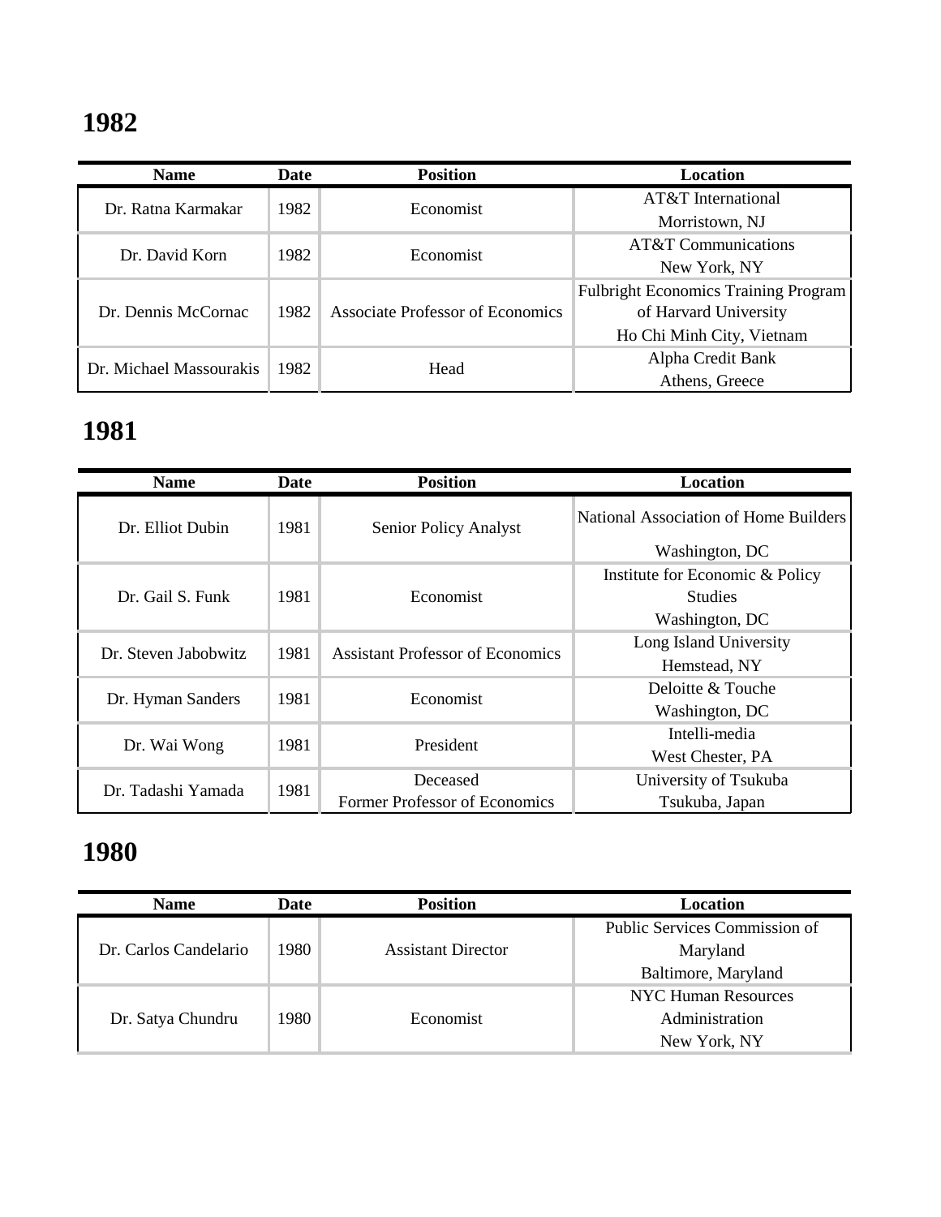# 1982

| Name | Date | Position | Location |
|---|---|---|---|
| Dr. Ratna Karmakar | 1982 | Economist | AT&T International Morristown, NJ |
| Dr. David Korn | 1982 | Economist | AT&T Communications New York, NY |
| Dr. Dennis McCornac | 1982 | Associate Professor of Economics | Fulbright Economics Training Program of Harvard University Ho Chi Minh City, Vietnam |
| Dr. Michael Massourakis | 1982 | Head | Alpha Credit Bank Athens, Greece |

# 1981

| Name | Date | Position | Location |
|---|---|---|---|
| Dr. Elliot Dubin | 1981 | Senior Policy Analyst | National Association of Home Builders Washington, DC |
| Dr. Gail S. Funk | 1981 | Economist | Institute for Economic & Policy Studies Washington, DC |
| Dr. Steven Jabobwitz | 1981 | Assistant Professor of Economics | Long Island University Hemstead, NY |
| Dr. Hyman Sanders | 1981 | Economist | Deloitte & Touche Washington, DC |
| Dr. Wai Wong | 1981 | President | Intelli-media West Chester, PA |
| Dr. Tadashi Yamada | 1981 | Deceased Former Professor of Economics | University of Tsukuba Tsukuba, Japan |

# 1980

| Name | Date | Position | Location |
|---|---|---|---|
| Dr. Carlos Candelario | 1980 | Assistant Director | Public Services Commission of Maryland Baltimore, Maryland |
| Dr. Satya Chundru | 1980 | Economist | NYC Human Resources Administration New York, NY |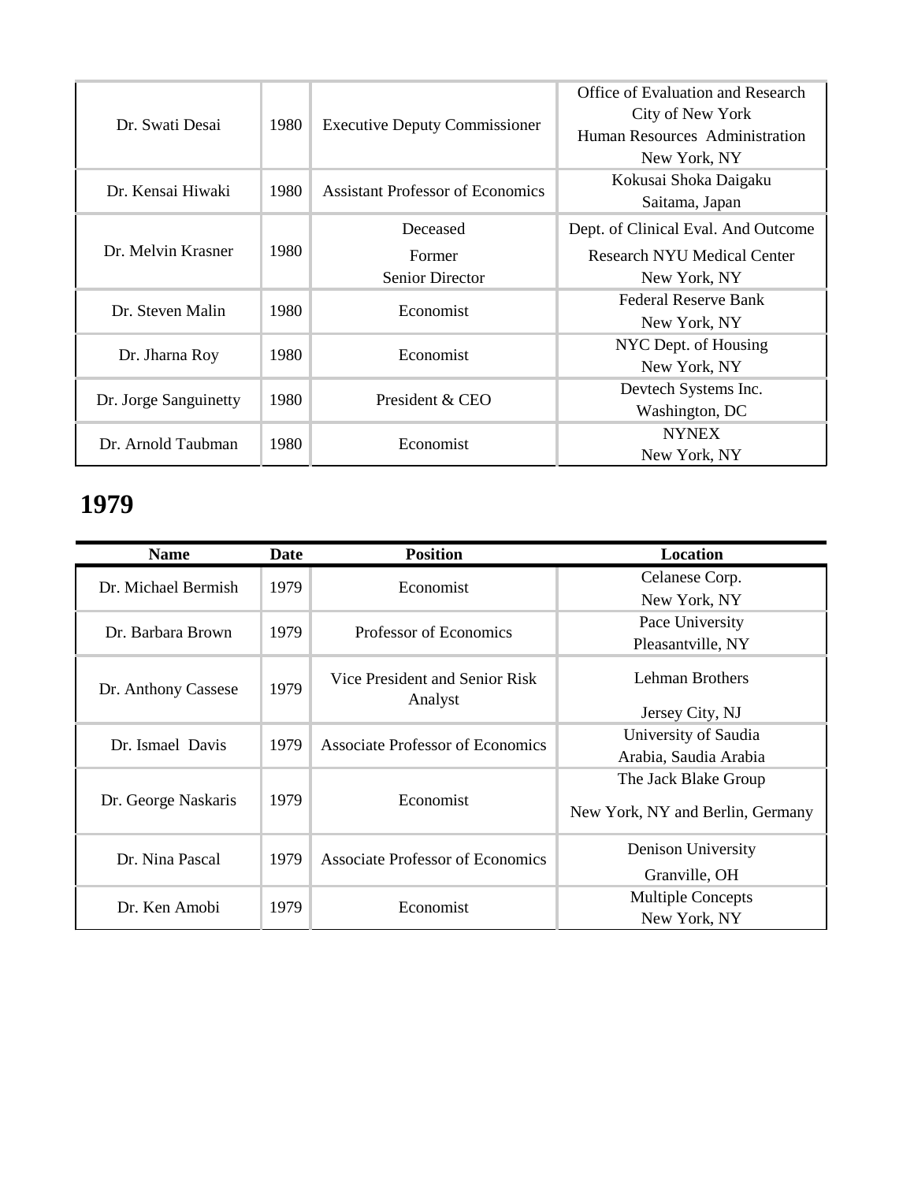| | | | |
|---|---|---|---|
| Dr. Swati Desai | 1980 | Executive Deputy Commissioner | Office of Evaluation and Research City of New York Human Resources Administration New York, NY |
| Dr. Kensai Hiwaki | 1980 | Assistant Professor of Economics | Kokusai Shoka Daigaku Saitama, Japan |
| Dr. Melvin Krasner | 1980 | Deceased Former Senior Director | Dept. of Clinical Eval. And Outcome Research NYU Medical Center New York, NY |
| Dr. Steven Malin | 1980 | Economist | Federal Reserve Bank New York, NY |
| Dr. Jharna Roy | 1980 | Economist | NYC Dept. of Housing New York, NY |
| Dr. Jorge Sanguinetty | 1980 | President & CEO | Devtech Systems Inc. Washington, DC |
| Dr. Arnold Taubman | 1980 | Economist | NYNEX New York, NY |

## 1979

| Name | Date | Position | Location |
|---|---|---|---|
| Dr. Michael Bermish | 1979 | Economist | Celanese Corp. New York, NY |
| Dr. Barbara Brown | 1979 | Professor of Economics | Pace University Pleasantville, NY |
| Dr. Anthony Cassese | 1979 | Vice President and Senior Risk Analyst | Lehman Brothers Jersey City, NJ |
| Dr. Ismael Davis | 1979 | Associate Professor of Economics | University of Saudia Arabia, Saudia Arabia |
| Dr. George Naskaris | 1979 | Economist | The Jack Blake Group New York, NY and Berlin, Germany |
| Dr. Nina Pascal | 1979 | Associate Professor of Economics | Denison University Granville, OH |
| Dr. Ken Amobi | 1979 | Economist | Multiple Concepts New York, NY |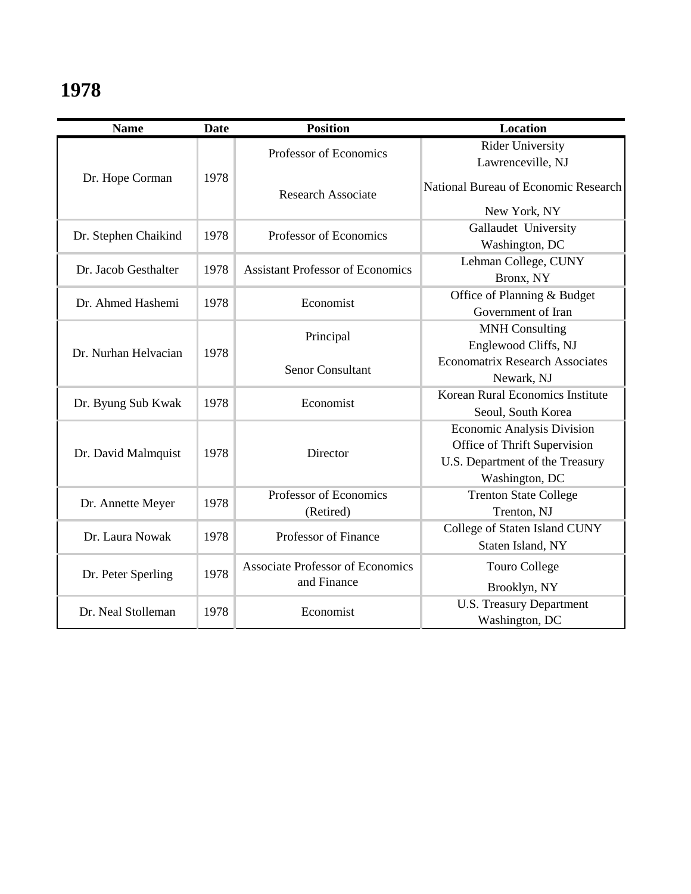# 1978

| Name | Date | Position | Location |
|---|---|---|---|
| Dr. Hope Corman | 1978 | Professor of Economics<br>Research Associate | Rider University<br>Lawrenceville, NJ<br>National Bureau of Economic Research<br>New York, NY |
| Dr. Stephen Chaikind | 1978 | Professor of Economics | Gallaudet University<br>Washington, DC |
| Dr. Jacob Gesthalter | 1978 | Assistant Professor of Economics | Lehman College, CUNY<br>Bronx, NY |
| Dr. Ahmed Hashemi | 1978 | Economist | Office of Planning & Budget<br>Government of Iran |
| Dr. Nurhan Helvacian | 1978 | Principal<br>Senor Consultant | MNH Consulting<br>Englewood Cliffs, NJ<br>Economatrix Research Associates<br>Newark, NJ |
| Dr. Byung Sub Kwak | 1978 | Economist | Korean Rural Economics Institute<br>Seoul, South Korea |
| Dr. David Malmquist | 1978 | Director | Economic Analysis Division<br>Office of Thrift Supervision<br>U.S. Department of the Treasury<br>Washington, DC |
| Dr. Annette Meyer | 1978 | Professor of Economics<br>(Retired) | Trenton State College<br>Trenton, NJ |
| Dr. Laura Nowak | 1978 | Professor of Finance | College of Staten Island CUNY<br>Staten Island, NY |
| Dr. Peter Sperling | 1978 | Associate Professor of Economics and Finance | Touro College<br>Brooklyn, NY |
| Dr. Neal Stolleman | 1978 | Economist | U.S. Treasury Department<br>Washington, DC |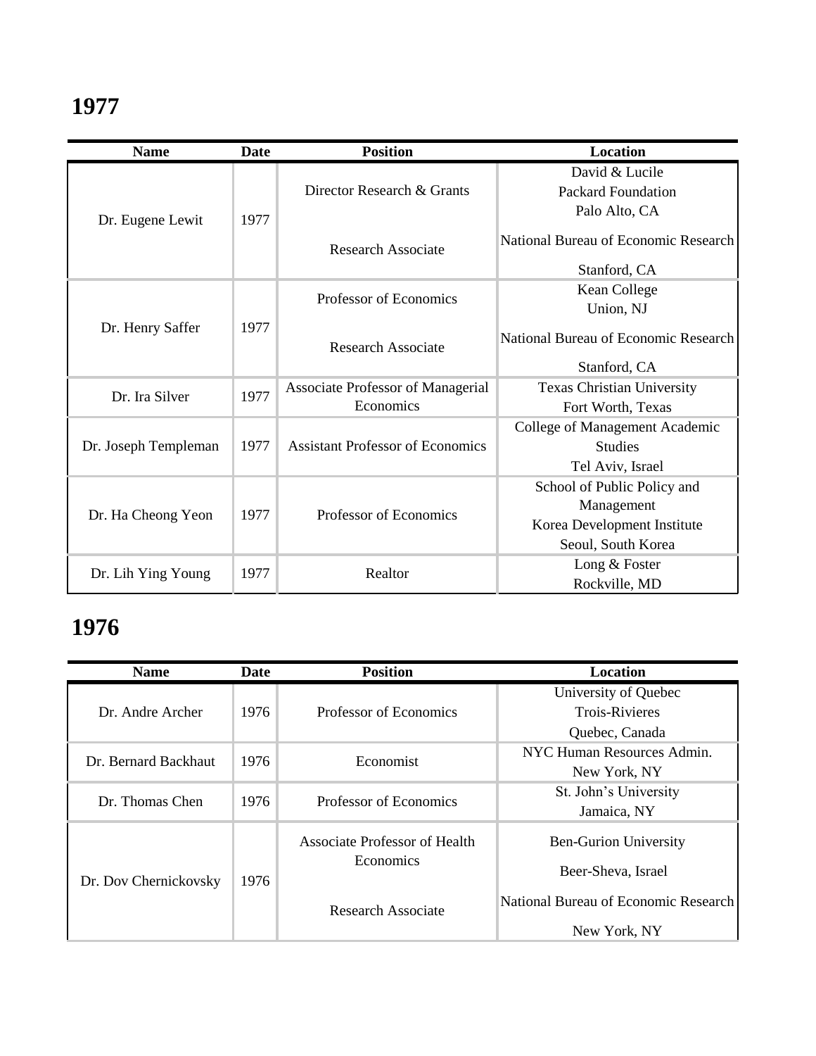# 1977

| Name | Date | Position | Location |
| --- | --- | --- | --- |
| Dr. Eugene Lewit | 1977 | Director Research & Grants<br>Research Associate | David & Lucile Packard Foundation Palo Alto, CA<br>National Bureau of Economic Research Stanford, CA |
| Dr. Henry Saffer | 1977 | Professor of Economics<br>Research Associate | Kean College Union, NJ<br>National Bureau of Economic Research Stanford, CA |
| Dr. Ira Silver | 1977 | Associate Professor of Managerial Economics | Texas Christian University Fort Worth, Texas |
| Dr. Joseph Templeman | 1977 | Assistant Professor of Economics | College of Management Academic Studies Tel Aviv, Israel |
| Dr. Ha Cheong Yeon | 1977 | Professor of Economics | School of Public Policy and Management Korea Development Institute Seoul, South Korea |
| Dr. Lih Ying Young | 1977 | Realtor | Long & Foster Rockville, MD |

# 1976

| Name | Date | Position | Location |
| --- | --- | --- | --- |
| Dr. Andre Archer | 1976 | Professor of Economics | University of Quebec Trois-Rivieres Quebec, Canada |
| Dr. Bernard Backhaut | 1976 | Economist | NYC Human Resources Admin. New York, NY |
| Dr. Thomas Chen | 1976 | Professor of Economics | St. John's University Jamaica, NY |
| Dr. Dov Chernickovsky | 1976 | Associate Professor of Health Economics<br>Research Associate | Ben-Gurion University Beer-Sheva, Israel<br>National Bureau of Economic Research New York, NY |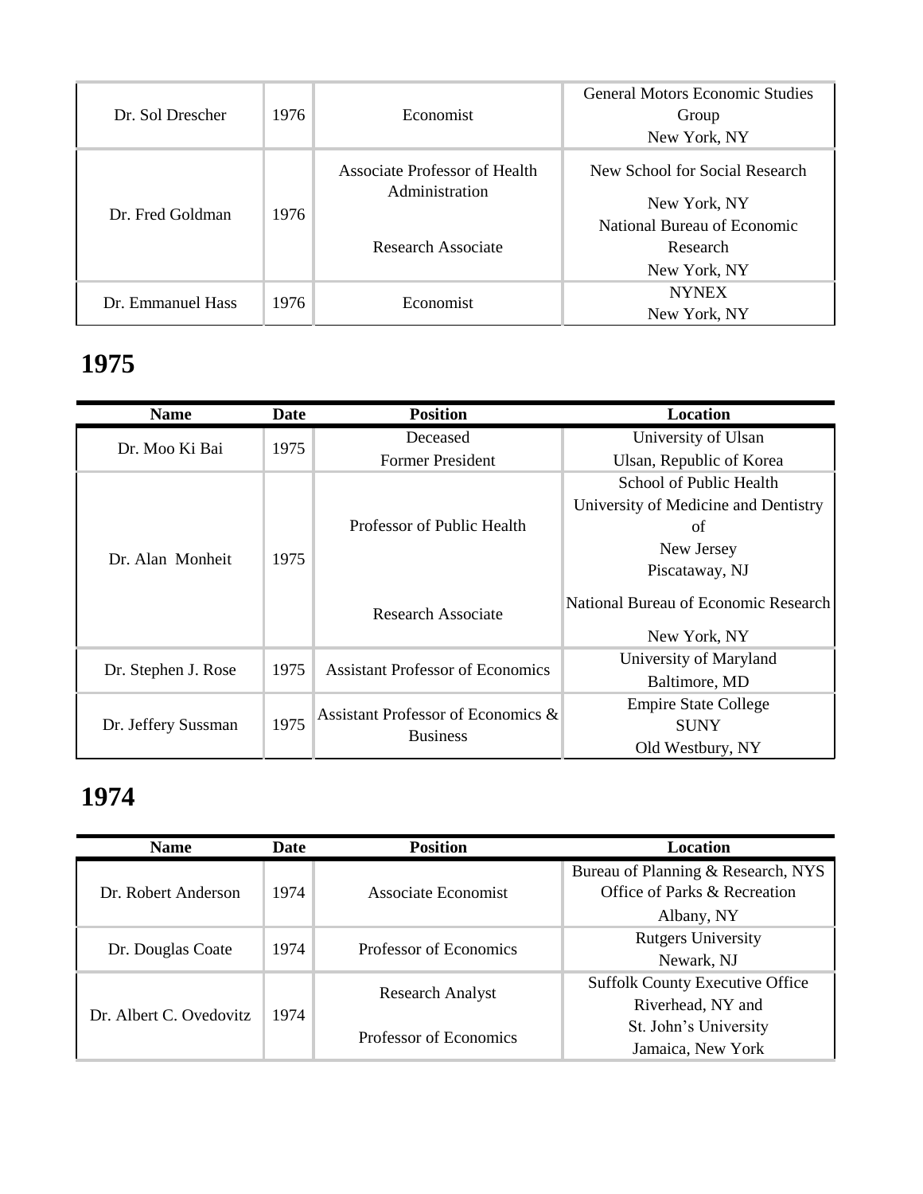| Name | Date | Position | Location |
| --- | --- | --- | --- |
| Dr. Sol Drescher | 1976 | Economist | General Motors Economic Studies Group New York, NY |
| Dr. Fred Goldman | 1976 | Associate Professor of Health Administration Research Associate | New School for Social Research New York, NY National Bureau of Economic Research New York, NY |
| Dr. Emmanuel Hass | 1976 | Economist | NYNEX New York, NY |

## 1975

| Name | Date | Position | Location |
| --- | --- | --- | --- |
| Dr. Moo Ki Bai | 1975 | Deceased Former President | University of Ulsan Ulsan, Republic of Korea |
| Dr. Alan Monheit | 1975 | Professor of Public Health Research Associate | School of Public Health University of Medicine and Dentistry of New Jersey Piscataway, NJ National Bureau of Economic Research New York, NY |
| Dr. Stephen J. Rose | 1975 | Assistant Professor of Economics | University of Maryland Baltimore, MD |
| Dr. Jeffery Sussman | 1975 | Assistant Professor of Economics & Business | Empire State College SUNY Old Westbury, NY |

## 1974

| Name | Date | Position | Location |
| --- | --- | --- | --- |
| Dr. Robert Anderson | 1974 | Associate Economist | Bureau of Planning & Research, NYS Office of Parks & Recreation Albany, NY |
| Dr. Douglas Coate | 1974 | Professor of Economics | Rutgers University Newark, NJ |
| Dr. Albert C. Ovedovitz | 1974 | Research Analyst Professor of Economics | Suffolk County Executive Office Riverhead, NY and St. John's University Jamaica, New York |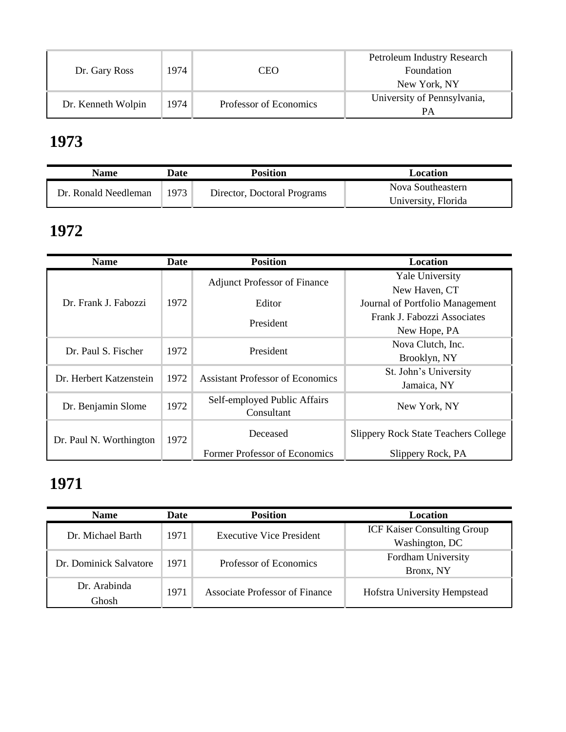| Dr. Gary Ross | 1974 | CEO | Petroleum Industry Research Foundation New York, NY |
|---|---|---|---|
| Dr. Kenneth Wolpin | 1974 | Professor of Economics | University of Pennsylvania, PA |

## 1973

| Name | Date | Position | Location |
|---|---|---|---|
| Dr. Ronald Needleman | 1973 | Director, Doctoral Programs | Nova Southeastern University, Florida |

## 1972

| Name | Date | Position | Location |
|---|---|---|---|
| Dr. Frank J. Fabozzi | 1972 | Adjunct Professor of Finance<br>Editor<br>President | Yale University New Haven, CT<br>Journal of Portfolio Management<br>Frank J. Fabozzi Associates New Hope, PA |
| Dr. Paul S. Fischer | 1972 | President | Nova Clutch, Inc. Brooklyn, NY |
| Dr. Herbert Katzenstein | 1972 | Assistant Professor of Economics | St. John's University Jamaica, NY |
| Dr. Benjamin Slome | 1972 | Self-employed Public Affairs Consultant | New York, NY |
| Dr. Paul N. Worthington | 1972 | Deceased<br>Former Professor of Economics | Slippery Rock State Teachers College<br>Slippery Rock, PA |

## 1971

| Name | Date | Position | Location |
|---|---|---|---|
| Dr. Michael Barth | 1971 | Executive Vice President | ICF Kaiser Consulting Group Washington, DC |
| Dr. Dominick Salvatore | 1971 | Professor of Economics | Fordham University Bronx, NY |
| Dr. Arabinda Ghosh | 1971 | Associate Professor of Finance | Hofstra University Hempstead |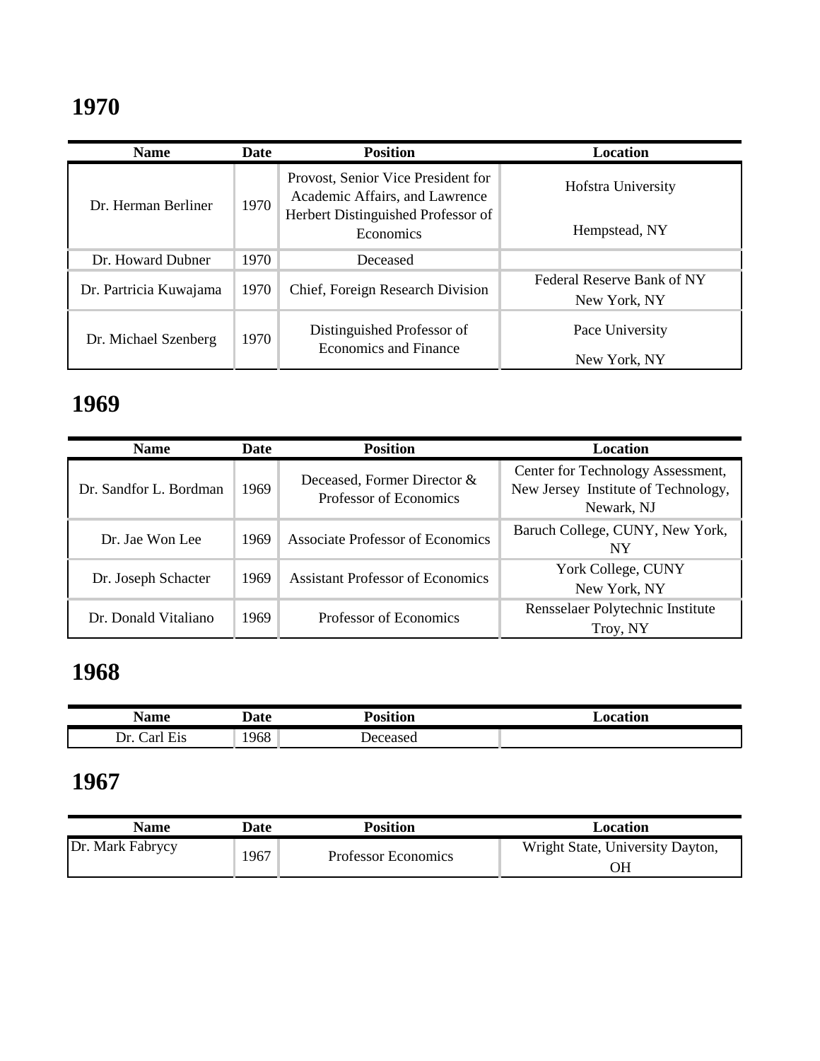# 1970

| Name | Date | Position | Location |
| --- | --- | --- | --- |
| Dr. Herman Berliner | 1970 | Provost, Senior Vice President for Academic Affairs, and Lawrence Herbert Distinguished Professor of Economics | Hofstra University Hempstead, NY |
| Dr. Howard Dubner | 1970 | Deceased | |
| Dr. Partricia Kuwajama | 1970 | Chief, Foreign Research Division | Federal Reserve Bank of NY New York, NY |
| Dr. Michael Szenberg | 1970 | Distinguished Professor of Economics and Finance | Pace University New York, NY |

# 1969

| Name | Date | Position | Location |
| --- | --- | --- | --- |
| Dr. Sandfor L. Bordman | 1969 | Deceased, Former Director & Professor of Economics | Center for Technology Assessment, New Jersey Institute of Technology, Newark, NJ |
| Dr. Jae Won Lee | 1969 | Associate Professor of Economics | Baruch College, CUNY, New York, NY |
| Dr. Joseph Schacter | 1969 | Assistant Professor of Economics | York College, CUNY New York, NY |
| Dr. Donald Vitaliano | 1969 | Professor of Economics | Rensselaer Polytechnic Institute Troy, NY |

# 1968

| Name | Date | Position | Location |
| --- | --- | --- | --- |
| Dr. Carl Eis | 1968 | Deceased | |

# 1967

| Name | Date | Position | Location |
| --- | --- | --- | --- |
| Dr. Mark Fabrycy | 1967 | Professor Economics | Wright State, University Dayton, OH |